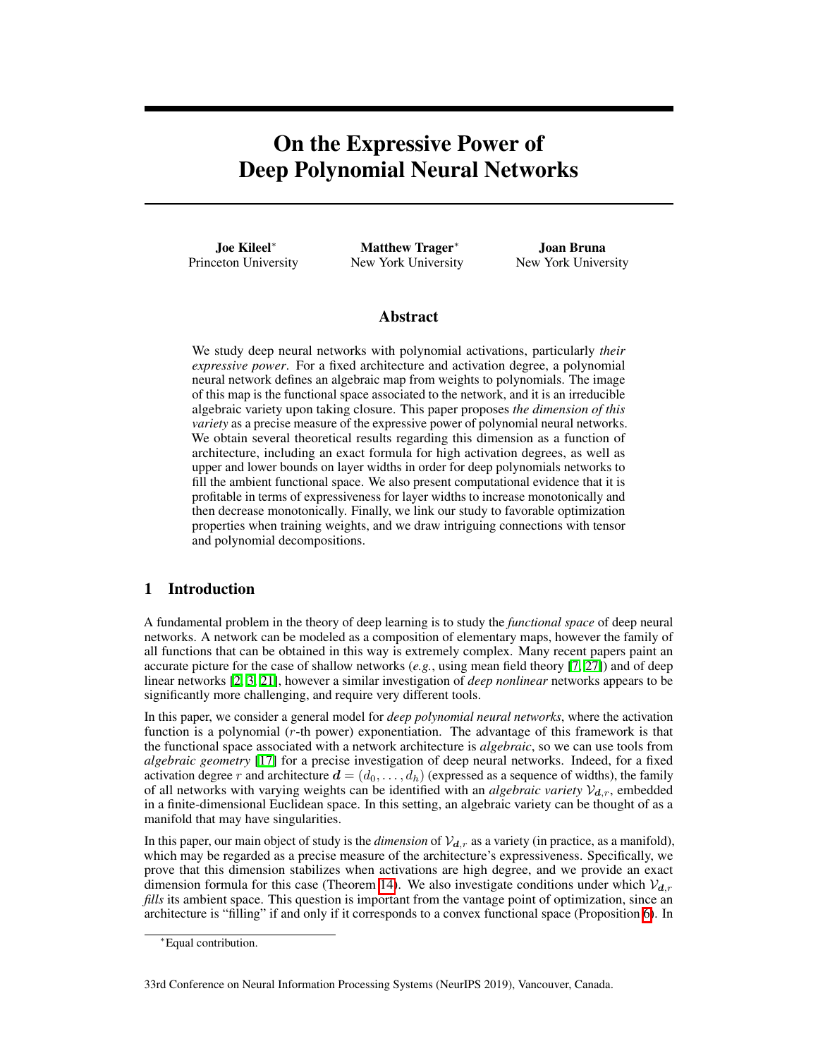# On the Expressive Power of Deep Polynomial Neural Networks

**Joe Kileel**[*]
Princeton University

**Matthew Trager**[*]
New York University

**Joan Bruna**
New York University

## Abstract

We study deep neural networks with polynomial activations, particularly *their expressive power*. For a fixed architecture and activation degree, a polynomial neural network defines an algebraic map from weights to polynomials. The image of this map is the functional space associated to the network, and it is an irreducible algebraic variety upon taking closure. This paper proposes *the dimension of this variety* as a precise measure of the expressive power of polynomial neural networks. We obtain several theoretical results regarding this dimension as a function of architecture, including an exact formula for high activation degrees, as well as upper and lower bounds on layer widths in order for deep polynomials networks to fill the ambient functional space. We also present computational evidence that it is profitable in terms of expressiveness for layer widths to increase monotonically and then decrease monotonically. Finally, we link our study to favorable optimization properties when training weights, and we draw intriguing connections with tensor and polynomial decompositions.

## 1 Introduction

A fundamental problem in the theory of deep learning is to study the *functional space* of deep neural networks. A network can be modeled as a composition of elementary maps, however the family of all functions that can be obtained in this way is extremely complex. Many recent papers paint an accurate picture for the case of shallow networks (*e.g.*, using mean field theory [7, 27]) and of deep linear networks [2, 3, 21], however a similar investigation of *deep nonlinear* networks appears to be significantly more challenging, and require very different tools.

In this paper, we consider a general model for *deep polynomial neural networks*, where the activation function is a polynomial ($r$-th power) exponentiation. The advantage of this framework is that the functional space associated with a network architecture is *algebraic*, so we can use tools from *algebraic geometry* [17] for a precise investigation of deep neural networks. Indeed, for a fixed activation degree $r$ and architecture $\boldsymbol{d} = (d_0, \ldots, d_h)$ (expressed as a sequence of widths), the family of all networks with varying weights can be identified with an *algebraic variety* $\mathcal{V}_{\boldsymbol{d},r}$, embedded in a finite-dimensional Euclidean space. In this setting, an algebraic variety can be thought of as a manifold that may have singularities.

In this paper, our main object of study is the *dimension* of $\mathcal{V}_{\boldsymbol{d},r}$ as a variety (in practice, as a manifold), which may be regarded as a precise measure of the architecture's expressiveness. Specifically, we prove that this dimension stabilizes when activations are high degree, and we provide an exact dimension formula for this case (Theorem 14). We also investigate conditions under which $\mathcal{V}_{\boldsymbol{d},r}$ *fills* its ambient space. This question is important from the vantage point of optimization, since an architecture is "filling" if and only if it corresponds to a convex functional space (Proposition 6). In

[*]Equal contribution.

33rd Conference on Neural Information Processing Systems (NeurIPS 2019), Vancouver, Canada.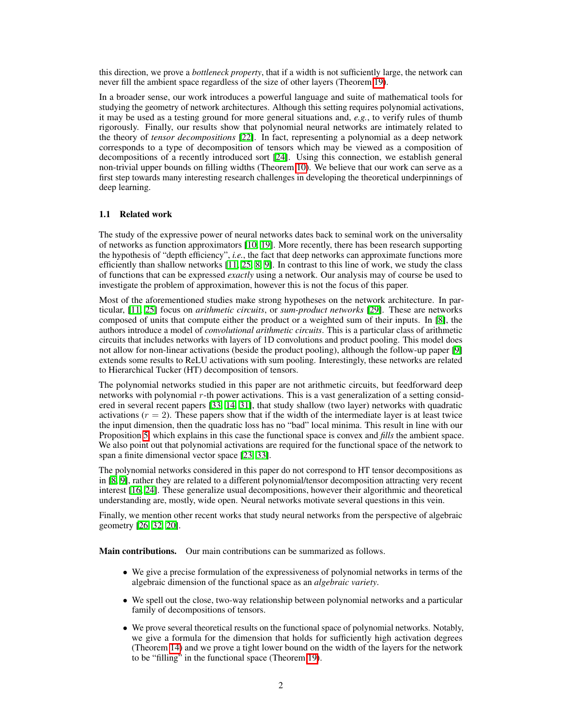this direction, we prove a *bottleneck property*, that if a width is not sufficiently large, the network can never fill the ambient space regardless of the size of other layers (Theorem 19).

In a broader sense, our work introduces a powerful language and suite of mathematical tools for studying the geometry of network architectures. Although this setting requires polynomial activations, it may be used as a testing ground for more general situations and, *e.g.*, to verify rules of thumb rigorously. Finally, our results show that polynomial neural networks are intimately related to the theory of *tensor decompositions* [22]. In fact, representing a polynomial as a deep network corresponds to a type of decomposition of tensors which may be viewed as a composition of decompositions of a recently introduced sort [24]. Using this connection, we establish general non-trivial upper bounds on filling widths (Theorem 10). We believe that our work can serve as a first step towards many interesting research challenges in developing the theoretical underpinnings of deep learning.

### 1.1 Related work

The study of the expressive power of neural networks dates back to seminal work on the universality of networks as function approximators [10, 19]. More recently, there has been research supporting the hypothesis of "depth efficiency", *i.e.*, the fact that deep networks can approximate functions more efficiently than shallow networks [11, 25, 8, 9]. In contrast to this line of work, we study the class of functions that can be expressed *exactly* using a network. Our analysis may of course be used to investigate the problem of approximation, however this is not the focus of this paper.

Most of the aforementioned studies make strong hypotheses on the network architecture. In particular, [11, 25] focus on *arithmetic circuits*, or *sum-product networks* [29]. These are networks composed of units that compute either the product or a weighted sum of their inputs. In [8], the authors introduce a model of *convolutional arithmetic circuits*. This is a particular class of arithmetic circuits that includes networks with layers of 1D convolutions and product pooling. This model does not allow for non-linear activations (beside the product pooling), although the follow-up paper [9] extends some results to ReLU activations with sum pooling. Interestingly, these networks are related to Hierarchical Tucker (HT) decomposition of tensors.

The polynomial networks studied in this paper are not arithmetic circuits, but feedforward deep networks with polynomial $r$-th power activations. This is a vast generalization of a setting considered in several recent papers [33, 14, 31], that study shallow (two layer) networks with quadratic activations ($r = 2$). These papers show that if the width of the intermediate layer is at least twice the input dimension, then the quadratic loss has no "bad" local minima. This result in line with our Proposition 5, which explains in this case the functional space is convex and *fills* the ambient space. We also point out that polynomial activations are required for the functional space of the network to span a finite dimensional vector space [23, 33].

The polynomial networks considered in this paper do not correspond to HT tensor decompositions as in [8, 9], rather they are related to a different polynomial/tensor decomposition attracting very recent interest [16, 24]. These generalize usual decompositions, however their algorithmic and theoretical understanding are, mostly, wide open. Neural networks motivate several questions in this vein.

Finally, we mention other recent works that study neural networks from the perspective of algebraic geometry [26, 32, 20].

**Main contributions.** Our main contributions can be summarized as follows.

- We give a precise formulation of the expressiveness of polynomial networks in terms of the algebraic dimension of the functional space as an *algebraic variety*.
- We spell out the close, two-way relationship between polynomial networks and a particular family of decompositions of tensors.
- We prove several theoretical results on the functional space of polynomial networks. Notably, we give a formula for the dimension that holds for sufficiently high activation degrees (Theorem 14) and we prove a tight lower bound on the width of the layers for the network to be "filling" in the functional space (Theorem 19).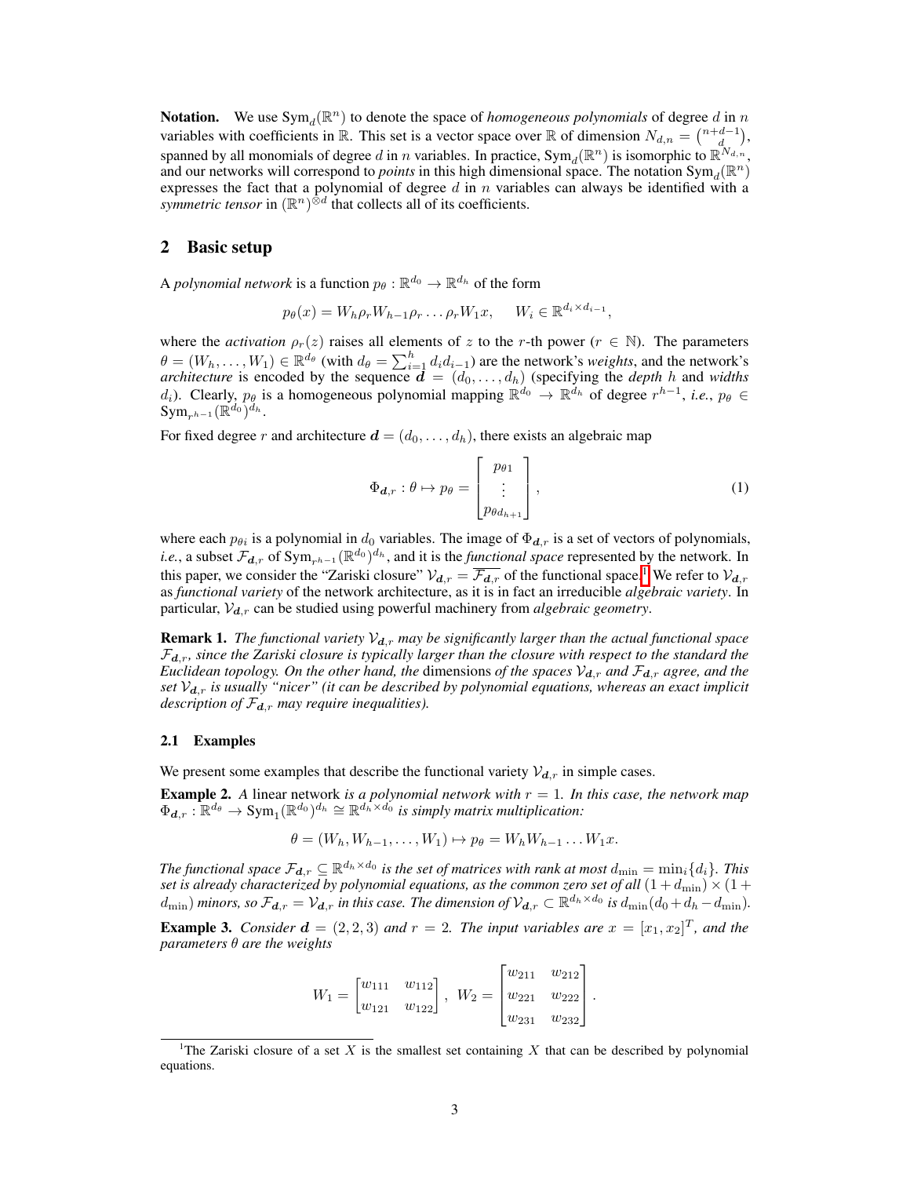**Notation.** We use $\mathrm{Sym}_d(\mathbb{R}^n)$ to denote the space of *homogeneous polynomials* of degree $d$ in $n$ variables with coefficients in $\mathbb{R}$. This set is a vector space over $\mathbb{R}$ of dimension $N_{d,n} = \binom{n+d-1}{d}$, spanned by all monomials of degree $d$ in $n$ variables. In practice, $\mathrm{Sym}_d(\mathbb{R}^n)$ is isomorphic to $\mathbb{R}^{N_{d,n}}$, and our networks will correspond to *points* in this high dimensional space. The notation $\mathrm{Sym}_d(\mathbb{R}^n)$ expresses the fact that a polynomial of degree $d$ in $n$ variables can always be identified with a *symmetric tensor* in $(\mathbb{R}^n)^{\otimes d}$ that collects all of its coefficients.

## 2 Basic setup

A *polynomial network* is a function $p_\theta : \mathbb{R}^{d_0} \to \mathbb{R}^{d_h}$ of the form

$$p_\theta(x) = W_h \rho_r W_{h-1} \rho_r \ldots \rho_r W_1 x, \qquad W_i \in \mathbb{R}^{d_i \times d_{i-1}},$$

where the *activation* $\rho_r(z)$ raises all elements of $z$ to the $r$-th power ($r \in \mathbb{N}$). The parameters $\theta = (W_h, \ldots, W_1) \in \mathbb{R}^{d_\theta}$ (with $d_\theta = \sum_{i=1}^{h} d_i d_{i-1}$) are the network's *weights*, and the network's *architecture* is encoded by the sequence $\boldsymbol{d} = (d_0, \ldots, d_h)$ (specifying the *depth* $h$ and *widths* $d_i$). Clearly, $p_\theta$ is a homogeneous polynomial mapping $\mathbb{R}^{d_0} \to \mathbb{R}^{d_h}$ of degree $r^{h-1}$, *i.e.*, $p_\theta \in \mathrm{Sym}_{r^{h-1}}(\mathbb{R}^{d_0})^{d_h}$.

For fixed degree $r$ and architecture $\boldsymbol{d} = (d_0, \ldots, d_h)$, there exists an algebraic map

$$\Phi_{\boldsymbol{d},r} : \theta \mapsto p_\theta = \begin{bmatrix} p_{\theta 1} \\ \vdots \\ p_{\theta d_{h+1}} \end{bmatrix}, \tag{1}$$

where each $p_{\theta i}$ is a polynomial in $d_0$ variables. The image of $\Phi_{\boldsymbol{d},r}$ is a set of vectors of polynomials, *i.e.*, a subset $\mathcal{F}_{\boldsymbol{d},r}$ of $\mathrm{Sym}_{r^{h-1}}(\mathbb{R}^{d_0})^{d_h}$, and it is the *functional space* represented by the network. In this paper, we consider the "Zariski closure" $\mathcal{V}_{\boldsymbol{d},r} = \overline{\mathcal{F}_{\boldsymbol{d},r}}$ of the functional space.[1] We refer to $\mathcal{V}_{\boldsymbol{d},r}$ as *functional variety* of the network architecture, as it is in fact an irreducible *algebraic variety*. In particular, $\mathcal{V}_{\boldsymbol{d},r}$ can be studied using powerful machinery from *algebraic geometry*.

**Remark 1.** *The functional variety $\mathcal{V}_{\boldsymbol{d},r}$ may be significantly larger than the actual functional space $\mathcal{F}_{\boldsymbol{d},r}$, since the Zariski closure is typically larger than the closure with respect to the standard the Euclidean topology. On the other hand, the* dimensions *of the spaces $\mathcal{V}_{\boldsymbol{d},r}$ and $\mathcal{F}_{\boldsymbol{d},r}$ agree, and the set $\mathcal{V}_{\boldsymbol{d},r}$ is usually "nicer" (it can be described by polynomial equations, whereas an exact implicit description of $\mathcal{F}_{\boldsymbol{d},r}$ may require inequalities).*

### 2.1 Examples

We present some examples that describe the functional variety $\mathcal{V}_{\boldsymbol{d},r}$ in simple cases.

**Example 2.** *A* linear network *is a polynomial network with $r = 1$. In this case, the network map $\Phi_{\boldsymbol{d},r} : \mathbb{R}^{d_\theta} \to \mathrm{Sym}_1(\mathbb{R}^{d_0})^{d_h} \cong \mathbb{R}^{d_h \times d_0}$ is simply matrix multiplication:*

$$\theta = (W_h, W_{h-1}, \ldots, W_1) \mapsto p_\theta = W_h W_{h-1} \ldots W_1 x.$$

*The functional space $\mathcal{F}_{\boldsymbol{d},r} \subseteq \mathbb{R}^{d_h \times d_0}$ is the set of matrices with rank at most $d_{\min} = \min_i\{d_i\}$. This set is already characterized by polynomial equations, as the common zero set of all $(1 + d_{\min}) \times (1 + d_{\min})$ minors, so $\mathcal{F}_{\boldsymbol{d},r} = \mathcal{V}_{\boldsymbol{d},r}$ in this case. The dimension of $\mathcal{V}_{\boldsymbol{d},r} \subset \mathbb{R}^{d_h \times d_0}$ is $d_{\min}(d_0 + d_h - d_{\min})$.*

**Example 3.** *Consider $\boldsymbol{d} = (2, 2, 3)$ and $r = 2$. The input variables are $x = [x_1, x_2]^T$, and the parameters $\theta$ are the weights*

$$W_1 = \begin{bmatrix} w_{111} & w_{112} \\ w_{121} & w_{122} \end{bmatrix}, \; W_2 = \begin{bmatrix} w_{211} & w_{212} \\ w_{221} & w_{222} \\ w_{231} & w_{232} \end{bmatrix}.$$

[1] The Zariski closure of a set $X$ is the smallest set containing $X$ that can be described by polynomial equations.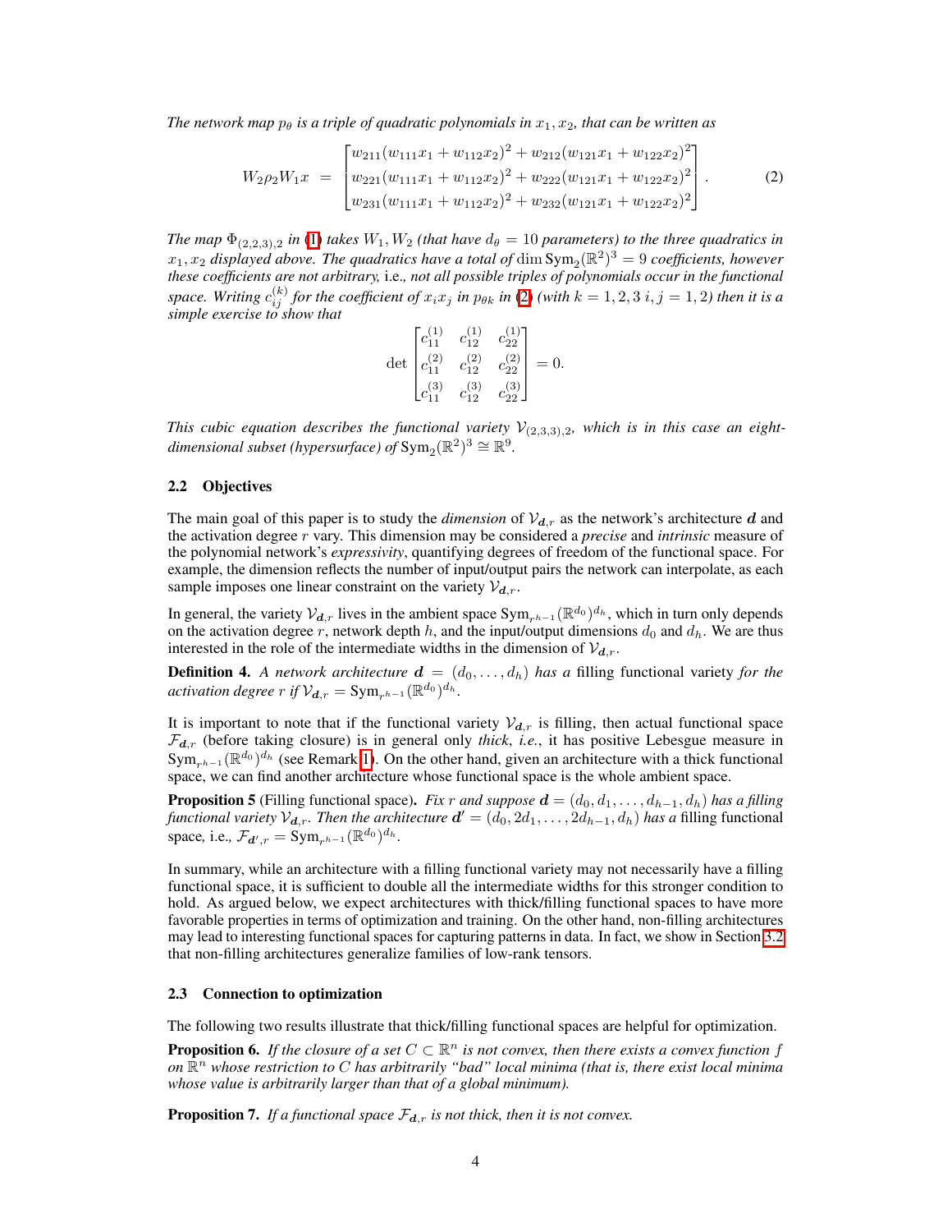*The network map $p_\theta$ is a triple of quadratic polynomials in $x_1, x_2$, that can be written as*

$$W_2 \rho_2 W_1 x \;=\; \begin{bmatrix} w_{211}(w_{111}x_1 + w_{112}x_2)^2 + w_{212}(w_{121}x_1 + w_{122}x_2)^2 \\ w_{221}(w_{111}x_1 + w_{112}x_2)^2 + w_{222}(w_{121}x_1 + w_{122}x_2)^2 \\ w_{231}(w_{111}x_1 + w_{112}x_2)^2 + w_{232}(w_{121}x_1 + w_{122}x_2)^2 \end{bmatrix}. \tag{2}$$

*The map $\Phi_{(2,2,3),2}$ in (1) takes $W_1, W_2$ (that have $d_\theta = 10$ parameters) to the three quadratics in $x_1, x_2$ displayed above. The quadratics have a total of $\dim \mathrm{Sym}_2(\mathbb{R}^2)^3 = 9$ coefficients, however these coefficients are not arbitrary,* i.e.*, not all possible triples of polynomials occur in the functional space. Writing $c_{ij}^{(k)}$ for the coefficient of $x_i x_j$ in $p_{\theta k}$ in (2) (with $k = 1, 2, 3$ $i, j = 1, 2$) then it is a simple exercise to show that*

$$\det \begin{bmatrix} c_{11}^{(1)} & c_{12}^{(1)} & c_{22}^{(1)} \\ c_{11}^{(2)} & c_{12}^{(2)} & c_{22}^{(2)} \\ c_{11}^{(3)} & c_{12}^{(3)} & c_{22}^{(3)} \end{bmatrix} = 0.$$

*This cubic equation describes the functional variety $\mathcal{V}_{(2,3,3),2}$, which is in this case an eight-dimensional subset (hypersurface) of $\mathrm{Sym}_2(\mathbb{R}^2)^3 \cong \mathbb{R}^9$.*

### 2.2 Objectives

The main goal of this paper is to study the *dimension* of $\mathcal{V}_{\boldsymbol{d},r}$ as the network's architecture $\boldsymbol{d}$ and the activation degree $r$ vary. This dimension may be considered a *precise* and *intrinsic* measure of the polynomial network's *expressivity*, quantifying degrees of freedom of the functional space. For example, the dimension reflects the number of input/output pairs the network can interpolate, as each sample imposes one linear constraint on the variety $\mathcal{V}_{\boldsymbol{d},r}$.

In general, the variety $\mathcal{V}_{\boldsymbol{d},r}$ lives in the ambient space $\mathrm{Sym}_{r^{h-1}}(\mathbb{R}^{d_0})^{d_h}$, which in turn only depends on the activation degree $r$, network depth $h$, and the input/output dimensions $d_0$ and $d_h$. We are thus interested in the role of the intermediate widths in the dimension of $\mathcal{V}_{\boldsymbol{d},r}$.

**Definition 4.** *A network architecture $\boldsymbol{d} = (d_0, \ldots, d_h)$ has a* filling functional variety *for the activation degree $r$ if $\mathcal{V}_{\boldsymbol{d},r} = \mathrm{Sym}_{r^{h-1}}(\mathbb{R}^{d_0})^{d_h}$.*

It is important to note that if the functional variety $\mathcal{V}_{\boldsymbol{d},r}$ is filling, then actual functional space $\mathcal{F}_{\boldsymbol{d},r}$ (before taking closure) is in general only *thick*, *i.e.*, it has positive Lebesgue measure in $\mathrm{Sym}_{r^{h-1}}(\mathbb{R}^{d_0})^{d_h}$ (see Remark 1). On the other hand, given an architecture with a thick functional space, we can find another architecture whose functional space is the whole ambient space.

**Proposition 5** (Filling functional space)**.** *Fix $r$ and suppose $\boldsymbol{d} = (d_0, d_1, \ldots, d_{h-1}, d_h)$ has a filling functional variety $\mathcal{V}_{\boldsymbol{d},r}$. Then the architecture $\boldsymbol{d}' = (d_0, 2d_1, \ldots, 2d_{h-1}, d_h)$ has a* filling functional space*, i.e., $\mathcal{F}_{\boldsymbol{d}',r} = \mathrm{Sym}_{r^{h-1}}(\mathbb{R}^{d_0})^{d_h}$.*

In summary, while an architecture with a filling functional variety may not necessarily have a filling functional space, it is sufficient to double all the intermediate widths for this stronger condition to hold. As argued below, we expect architectures with thick/filling functional spaces to have more favorable properties in terms of optimization and training. On the other hand, non-filling architectures may lead to interesting functional spaces for capturing patterns in data. In fact, we show in Section 3.2 that non-filling architectures generalize families of low-rank tensors.

### 2.3 Connection to optimization

The following two results illustrate that thick/filling functional spaces are helpful for optimization.

**Proposition 6.** *If the closure of a set $C \subset \mathbb{R}^n$ is not convex, then there exists a convex function $f$ on $\mathbb{R}^n$ whose restriction to $C$ has arbitrarily "bad" local minima (that is, there exist local minima whose value is arbitrarily larger than that of a global minimum).*

**Proposition 7.** *If a functional space $\mathcal{F}_{\boldsymbol{d},r}$ is not thick, then it is not convex.*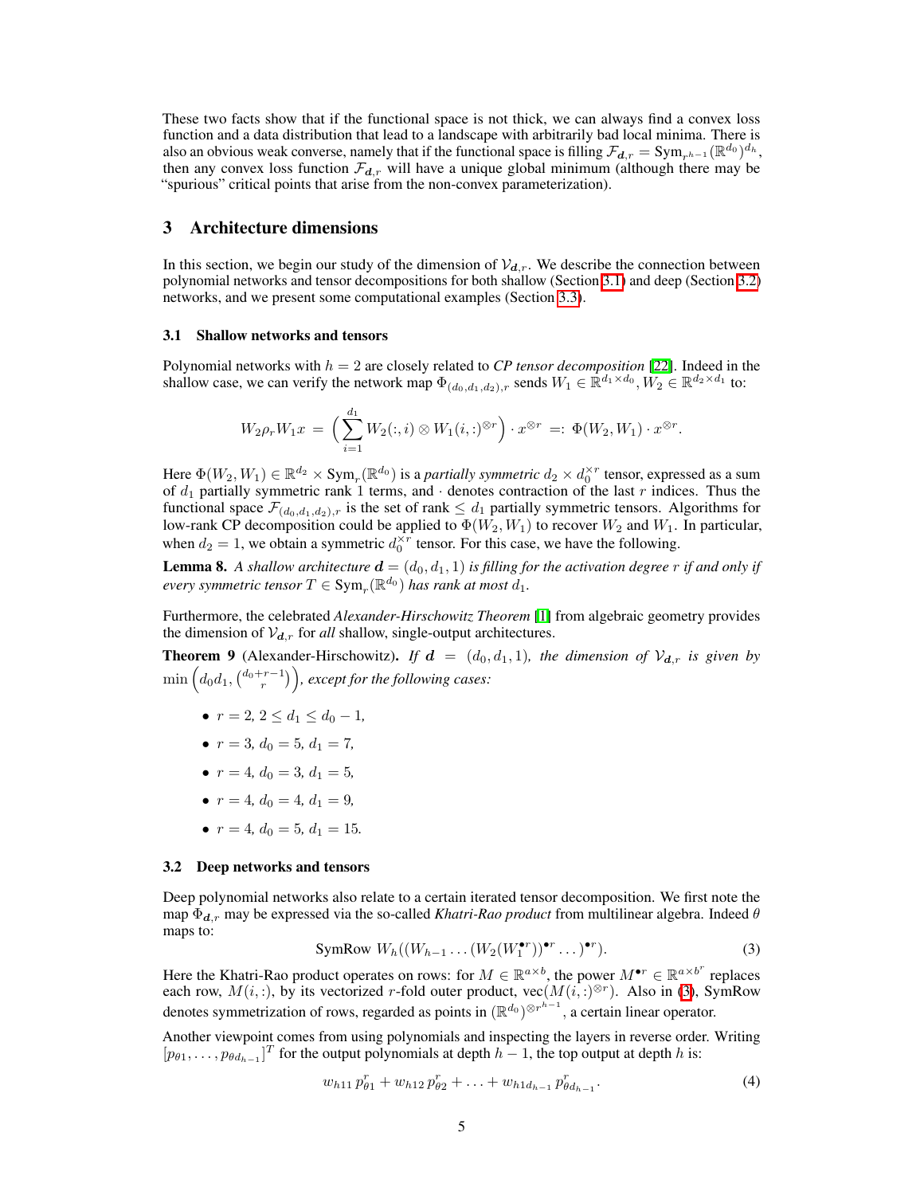These two facts show that if the functional space is not thick, we can always find a convex loss function and a data distribution that lead to a landscape with arbitrarily bad local minima. There is also an obvious weak converse, namely that if the functional space is filling $\mathcal{F}_{\boldsymbol{d},r} = \mathrm{Sym}_{r^{h-1}}(\mathbb{R}^{d_0})^{d_h}$, then any convex loss function $\mathcal{F}_{\boldsymbol{d},r}$ will have a unique global minimum (although there may be "spurious" critical points that arise from the non-convex parameterization).

## 3 Architecture dimensions

In this section, we begin our study of the dimension of $\mathcal{V}_{\boldsymbol{d},r}$. We describe the connection between polynomial networks and tensor decompositions for both shallow (Section 3.1) and deep (Section 3.2) networks, and we present some computational examples (Section 3.3).

### 3.1 Shallow networks and tensors

Polynomial networks with $h = 2$ are closely related to *CP tensor decomposition* [22]. Indeed in the shallow case, we can verify the network map $\Phi_{(d_0,d_1,d_2),r}$ sends $W_1 \in \mathbb{R}^{d_1 \times d_0}, W_2 \in \mathbb{R}^{d_2 \times d_1}$ to:

$$W_2 \rho_r W_1 x \;=\; \Big( \sum_{i=1}^{d_1} W_2(:,i) \otimes W_1(i,:)^{\otimes r} \Big) \cdot x^{\otimes r} \;=:\; \Phi(W_2, W_1) \cdot x^{\otimes r}.$$

Here $\Phi(W_2, W_1) \in \mathbb{R}^{d_2} \times \mathrm{Sym}_r(\mathbb{R}^{d_0})$ is a *partially symmetric* $d_2 \times d_0^{\times r}$ tensor, expressed as a sum of $d_1$ partially symmetric rank 1 terms, and $\cdot$ denotes contraction of the last $r$ indices. Thus the functional space $\mathcal{F}_{(d_0,d_1,d_2),r}$ is the set of rank $\leq d_1$ partially symmetric tensors. Algorithms for low-rank CP decomposition could be applied to $\Phi(W_2, W_1)$ to recover $W_2$ and $W_1$. In particular, when $d_2 = 1$, we obtain a symmetric $d_0^{\times r}$ tensor. For this case, we have the following.

**Lemma 8.** *A shallow architecture $\boldsymbol{d} = (d_0, d_1, 1)$ is filling for the activation degree $r$ if and only if every symmetric tensor $T \in \mathrm{Sym}_r(\mathbb{R}^{d_0})$ has rank at most $d_1$.*

Furthermore, the celebrated *Alexander-Hirschowitz Theorem* [1] from algebraic geometry provides the dimension of $\mathcal{V}_{\boldsymbol{d},r}$ for *all* shallow, single-output architectures.

**Theorem 9** (Alexander-Hirschowitz)**.** *If $\boldsymbol{d} = (d_0, d_1, 1)$, the dimension of $\mathcal{V}_{\boldsymbol{d},r}$ is given by $\min\Big(d_0 d_1, \binom{d_0+r-1}{r}\Big)$, except for the following cases:*

- $r = 2$, $2 \leq d_1 \leq d_0 - 1$,
- $r = 3$, $d_0 = 5$, $d_1 = 7$,
- $r = 4$, $d_0 = 3$, $d_1 = 5$,
- $r = 4$, $d_0 = 4$, $d_1 = 9$,
- $r = 4$, $d_0 = 5$, $d_1 = 15$.

### 3.2 Deep networks and tensors

Deep polynomial networks also relate to a certain iterated tensor decomposition. We first note the map $\Phi_{\boldsymbol{d},r}$ may be expressed via the so-called *Khatri-Rao product* from multilinear algebra. Indeed $\theta$ maps to:

$$\mathrm{SymRow}\; W_h((W_{h-1} \ldots (W_2(W_1^{\bullet r}))^{\bullet r} \ldots)^{\bullet r}). \tag{3}$$

Here the Khatri-Rao product operates on rows: for $M \in \mathbb{R}^{a \times b}$, the power $M^{\bullet r} \in \mathbb{R}^{a \times b^r}$ replaces each row, $M(i,:)$, by its vectorized $r$-fold outer product, $\mathrm{vec}(M(i,:)^{\otimes r})$. Also in (3), SymRow denotes symmetrization of rows, regarded as points in $(\mathbb{R}^{d_0})^{\otimes r^{h-1}}$, a certain linear operator.

Another viewpoint comes from using polynomials and inspecting the layers in reverse order. Writing $[p_{\theta 1}, \ldots, p_{\theta d_{h-1}}]^T$ for the output polynomials at depth $h-1$, the top output at depth $h$ is:

$$w_{h11}\, p_{\theta 1}^r + w_{h12}\, p_{\theta 2}^r + \ldots + w_{h1d_{h-1}}\, p_{\theta d_{h-1}}^r. \tag{4}$$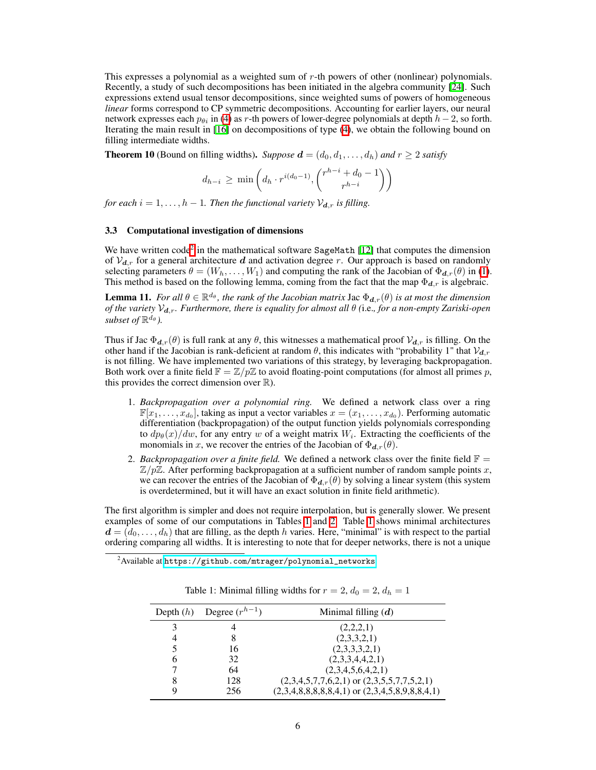This expresses a polynomial as a weighted sum of $r$-th powers of other (nonlinear) polynomials. Recently, a study of such decompositions has been initiated in the algebra community [24]. Such expressions extend usual tensor decompositions, since weighted sums of powers of homogeneous *linear* forms correspond to CP symmetric decompositions. Accounting for earlier layers, our neural network expresses each $p_{\theta i}$ in (4) as $r$-th powers of lower-degree polynomials at depth $h-2$, so forth. Iterating the main result in [16] on decompositions of type (4), we obtain the following bound on filling intermediate widths.

**Theorem 10** (Bound on filling widths). *Suppose $\boldsymbol{d} = (d_0, d_1, \ldots, d_h)$ and $r \geq 2$ satisfy*

$$d_{h-i} \geq \min\left( d_h \cdot r^{i(d_0-1)}, \binom{r^{h-i} + d_0 - 1}{r^{h-i}} \right)$$

*for each $i = 1, \ldots, h-1$. Then the functional variety $\mathcal{V}_{\boldsymbol{d},r}$ is filling.*

### 3.3 Computational investigation of dimensions

We have written code[2] in the mathematical software `SageMath` [12] that computes the dimension of $\mathcal{V}_{\boldsymbol{d},r}$ for a general architecture $\boldsymbol{d}$ and activation degree $r$. Our approach is based on randomly selecting parameters $\theta = (W_h, \ldots, W_1)$ and computing the rank of the Jacobian of $\Phi_{\boldsymbol{d},r}(\theta)$ in (1). This method is based on the following lemma, coming from the fact that the map $\Phi_{\boldsymbol{d},r}$ is algebraic.

**Lemma 11.** *For all $\theta \in \mathbb{R}^{d_\theta}$, the rank of the Jacobian matrix $\mathrm{Jac}\, \Phi_{\boldsymbol{d},r}(\theta)$ is at most the dimension of the variety $\mathcal{V}_{\boldsymbol{d},r}$. Furthermore, there is equality for almost all $\theta$ (*i.e.*, for a non-empty Zariski-open subset of $\mathbb{R}^{d_\theta}$).*

Thus if $\mathrm{Jac}\, \Phi_{\boldsymbol{d},r}(\theta)$ is full rank at any $\theta$, this witnesses a mathematical proof $\mathcal{V}_{\boldsymbol{d},r}$ is filling. On the other hand if the Jacobian is rank-deficient at random $\theta$, this indicates with "probability 1" that $\mathcal{V}_{\boldsymbol{d},r}$ is not filling. We have implemented two variations of this strategy, by leveraging backpropagation. Both work over a finite field $\mathbb{F} = \mathbb{Z}/p\mathbb{Z}$ to avoid floating-point computations (for almost all primes $p$, this provides the correct dimension over $\mathbb{R}$).

1. *Backpropagation over a polynomial ring.* We defined a network class over a ring $\mathbb{F}[x_1, \ldots, x_{d_0}]$, taking as input a vector variables $x = (x_1, \ldots, x_{d_0})$. Performing automatic differentiation (backpropagation) of the output function yields polynomials corresponding to $dp_\theta(x)/dw$, for any entry $w$ of a weight matrix $W_i$. Extracting the coefficients of the monomials in $x$, we recover the entries of the Jacobian of $\Phi_{\boldsymbol{d},r}(\theta)$.
2. *Backpropagation over a finite field.* We defined a network class over the finite field $\mathbb{F} = \mathbb{Z}/p\mathbb{Z}$. After performing backpropagation at a sufficient number of random sample points $x$, we can recover the entries of the Jacobian of $\Phi_{\boldsymbol{d},r}(\theta)$ by solving a linear system (this system is overdetermined, but it will have an exact solution in finite field arithmetic).

The first algorithm is simpler and does not require interpolation, but is generally slower. We present examples of some of our computations in Tables 1 and 2. Table 1 shows minimal architectures $\boldsymbol{d} = (d_0, \ldots, d_h)$ that are filling, as the depth $h$ varies. Here, "minimal" is with respect to the partial ordering comparing all widths. It is interesting to note that for deeper networks, there is not a unique

[2]Available at `https://github.com/mtrager/polynomial_networks`

Table 1: Minimal filling widths for $r = 2$, $d_0 = 2$, $d_h = 1$

| Depth ($h$) | Degree ($r^{h-1}$) | Minimal filling ($\boldsymbol{d}$) |
|---|---|---|
| 3 | 4 | (2,2,2,1) |
| 4 | 8 | (2,3,3,2,1) |
| 5 | 16 | (2,3,3,3,2,1) |
| 6 | 32 | (2,3,3,4,4,2,1) |
| 7 | 64 | (2,3,4,5,6,4,2,1) |
| 8 | 128 | (2,3,4,5,7,7,6,2,1) or (2,3,5,5,7,7,5,2,1) |
| 9 | 256 | (2,3,4,8,8,8,8,8,4,1) or (2,3,4,5,8,9,8,8,4,1) |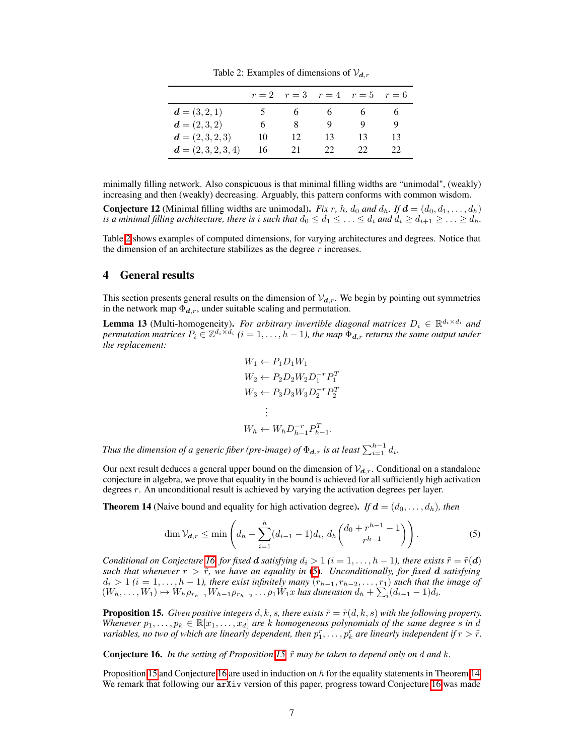Table 2: Examples of dimensions of $\mathcal{V}_{\boldsymbol{d},r}$

| | $r=2$ | $r=3$ | $r=4$ | $r=5$ | $r=6$ |
|---|---|---|---|---|---|
| $\boldsymbol{d}=(3,2,1)$ | 5 | 6 | 6 | 6 | 6 |
| $\boldsymbol{d}=(2,3,2)$ | 6 | 8 | 9 | 9 | 9 |
| $\boldsymbol{d}=(2,3,2,3)$ | 10 | 12 | 13 | 13 | 13 |
| $\boldsymbol{d}=(2,3,2,3,4)$ | 16 | 21 | 22 | 22 | 22 |

minimally filling network. Also conspicuous is that minimal filling widths are "unimodal", (weakly) increasing and then (weakly) decreasing. Arguably, this pattern conforms with common wisdom.

**Conjecture 12** (Minimal filling widths are unimodal). *Fix $r$, $h$, $d_0$ and $d_h$. If $\boldsymbol{d}=(d_0,d_1,\ldots,d_h)$ is a minimal filling architecture, there is $i$ such that $d_0 \le d_1 \le \ldots \le d_i$ and $d_i \ge d_{i+1} \ge \ldots \ge d_h$.*

Table 2 shows examples of computed dimensions, for varying architectures and degrees. Notice that the dimension of an architecture stabilizes as the degree $r$ increases.

## 4 General results

This section presents general results on the dimension of $\mathcal{V}_{\boldsymbol{d},r}$. We begin by pointing out symmetries in the network map $\Phi_{\boldsymbol{d},r}$, under suitable scaling and permutation.

**Lemma 13** (Multi-homogeneity). *For arbitrary invertible diagonal matrices $D_i \in \mathbb{R}^{d_i\times d_i}$ and permutation matrices $P_i \in \mathbb{Z}^{d_i\times d_i}$ ($i=1,\ldots,h-1$), the map $\Phi_{\boldsymbol{d},r}$ returns the same output under the replacement:*

$$
\begin{aligned}
W_1 &\leftarrow P_1 D_1 W_1 \\
W_2 &\leftarrow P_2 D_2 W_2 D_1^{-r} P_1^T \\
W_3 &\leftarrow P_3 D_3 W_3 D_2^{-r} P_2^T \\
&\;\;\vdots \\
W_h &\leftarrow W_h D_{h-1}^{-r} P_{h-1}^T.
\end{aligned}
$$

*Thus the dimension of a generic fiber (pre-image) of $\Phi_{\boldsymbol{d},r}$ is at least $\sum_{i=1}^{h-1} d_i$.*

Our next result deduces a general upper bound on the dimension of $\mathcal{V}_{\boldsymbol{d},r}$. Conditional on a standalone conjecture in algebra, we prove that equality in the bound is achieved for all sufficiently high activation degrees $r$. An unconditional result is achieved by varying the activation degrees per layer.

**Theorem 14** (Naive bound and equality for high activation degree). *If $\boldsymbol{d}=(d_0,\ldots,d_h)$, then*

$$
\dim \mathcal{V}_{\boldsymbol{d},r} \le \min\left( d_h + \sum_{i=1}^{h}(d_{i-1}-1)d_i,\; d_h\binom{d_0 + r^{h-1}-1}{r^{h-1}} \right). \tag{5}
$$

*Conditional on Conjecture 16, for fixed $\boldsymbol{d}$ satisfying $d_i > 1$ ($i=1,\ldots,h-1$), there exists $\tilde{r}=\tilde{r}(\boldsymbol{d})$ such that whenever $r > \tilde{r}$, we have an equality in (5). Unconditionally, for fixed $\boldsymbol{d}$ satisfying $d_i > 1$ ($i=1,\ldots,h-1$), there exist infinitely many $(r_{h-1}, r_{h-2},\ldots,r_1)$ such that the image of $(W_h,\ldots,W_1)\mapsto W_h\rho_{r_{h-1}}W_{h-1}\rho_{r_{h-2}}\ldots\rho_1 W_1 x$ has dimension $d_h + \sum_i (d_{i-1}-1)d_i$.*

**Proposition 15.** *Given positive integers $d,k,s$, there exists $\tilde{r}=\tilde{r}(d,k,s)$ with the following property. Whenever $p_1,\ldots,p_k \in \mathbb{R}[x_1,\ldots,x_d]$ are $k$ homogeneous polynomials of the same degree $s$ in $d$ variables, no two of which are linearly dependent, then $p_1^r,\ldots,p_k^r$ are linearly independent if $r > \tilde{r}$.*

**Conjecture 16.** *In the setting of Proposition 15, $\tilde{r}$ may be taken to depend only on $d$ and $k$.*

Proposition 15 and Conjecture 16 are used in induction on $h$ for the equality statements in Theorem 14. We remark that following our `arXiv` version of this paper, progress toward Conjecture 16 was made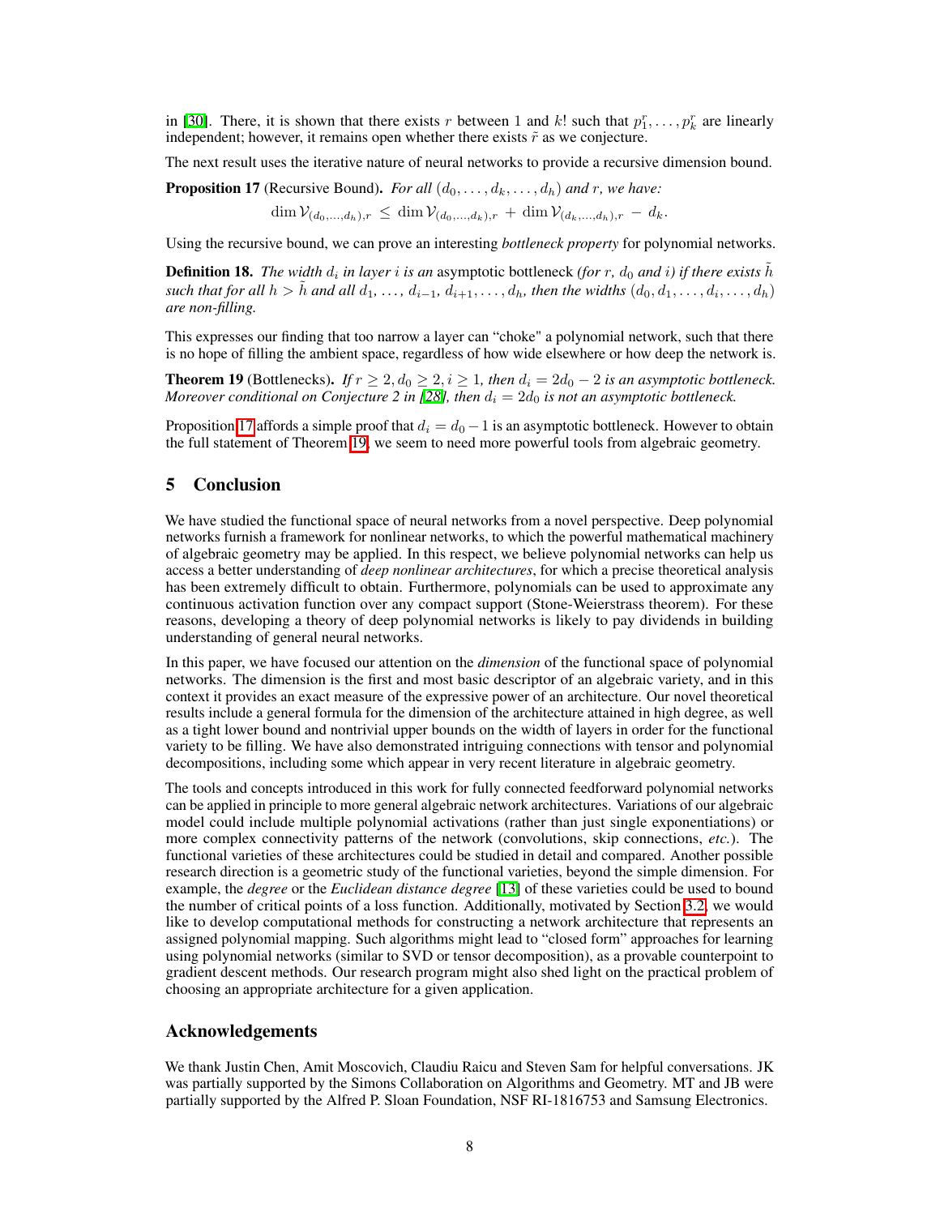in [30]. There, it is shown that there exists $r$ between 1 and $k!$ such that $p_1^r, \ldots, p_k^r$ are linearly independent; however, it remains open whether there exists $\tilde{r}$ as we conjecture.

The next result uses the iterative nature of neural networks to provide a recursive dimension bound.

**Proposition 17** (Recursive Bound)**.** *For all $(d_0, \ldots, d_k, \ldots, d_h)$ and $r$, we have:*

$$\dim \mathcal{V}_{(d_0,\ldots,d_h),r} \leq \dim \mathcal{V}_{(d_0,\ldots,d_k),r} + \dim \mathcal{V}_{(d_k,\ldots,d_h),r} - d_k.$$

Using the recursive bound, we can prove an interesting *bottleneck property* for polynomial networks.

**Definition 18.** *The width $d_i$ in layer $i$ is an* asymptotic bottleneck *(for $r$, $d_0$ and $i$) if there exists $\tilde{h}$ such that for all $h > \tilde{h}$ and all $d_1, \ldots, d_{i-1}, d_{i+1}, \ldots, d_h$, then the widths $(d_0, d_1, \ldots, d_i, \ldots, d_h)$ are non-filling.*

This expresses our finding that too narrow a layer can "choke" a polynomial network, such that there is no hope of filling the ambient space, regardless of how wide elsewhere or how deep the network is.

**Theorem 19** (Bottlenecks)**.** *If $r \geq 2, d_0 \geq 2, i \geq 1$, then $d_i = 2d_0 - 2$ is an asymptotic bottleneck. Moreover conditional on Conjecture 2 in [28], then $d_i = 2d_0$ is not an asymptotic bottleneck.*

Proposition 17 affords a simple proof that $d_i = d_0 - 1$ is an asymptotic bottleneck. However to obtain the full statement of Theorem 19, we seem to need more powerful tools from algebraic geometry.

## 5 Conclusion

We have studied the functional space of neural networks from a novel perspective. Deep polynomial networks furnish a framework for nonlinear networks, to which the powerful mathematical machinery of algebraic geometry may be applied. In this respect, we believe polynomial networks can help us access a better understanding of *deep nonlinear architectures*, for which a precise theoretical analysis has been extremely difficult to obtain. Furthermore, polynomials can be used to approximate any continuous activation function over any compact support (Stone-Weierstrass theorem). For these reasons, developing a theory of deep polynomial networks is likely to pay dividends in building understanding of general neural networks.

In this paper, we have focused our attention on the *dimension* of the functional space of polynomial networks. The dimension is the first and most basic descriptor of an algebraic variety, and in this context it provides an exact measure of the expressive power of an architecture. Our novel theoretical results include a general formula for the dimension of the architecture attained in high degree, as well as a tight lower bound and nontrivial upper bounds on the width of layers in order for the functional variety to be filling. We have also demonstrated intriguing connections with tensor and polynomial decompositions, including some which appear in very recent literature in algebraic geometry.

The tools and concepts introduced in this work for fully connected feedforward polynomial networks can be applied in principle to more general algebraic network architectures. Variations of our algebraic model could include multiple polynomial activations (rather than just single exponentiations) or more complex connectivity patterns of the network (convolutions, skip connections, *etc.*). The functional varieties of these architectures could be studied in detail and compared. Another possible research direction is a geometric study of the functional varieties, beyond the simple dimension. For example, the *degree* or the *Euclidean distance degree* [13] of these varieties could be used to bound the number of critical points of a loss function. Additionally, motivated by Section 3.2, we would like to develop computational methods for constructing a network architecture that represents an assigned polynomial mapping. Such algorithms might lead to "closed form" approaches for learning using polynomial networks (similar to SVD or tensor decomposition), as a provable counterpoint to gradient descent methods. Our research program might also shed light on the practical problem of choosing an appropriate architecture for a given application.

## Acknowledgements

We thank Justin Chen, Amit Moscovich, Claudiu Raicu and Steven Sam for helpful conversations. JK was partially supported by the Simons Collaboration on Algorithms and Geometry. MT and JB were partially supported by the Alfred P. Sloan Foundation, NSF RI-1816753 and Samsung Electronics.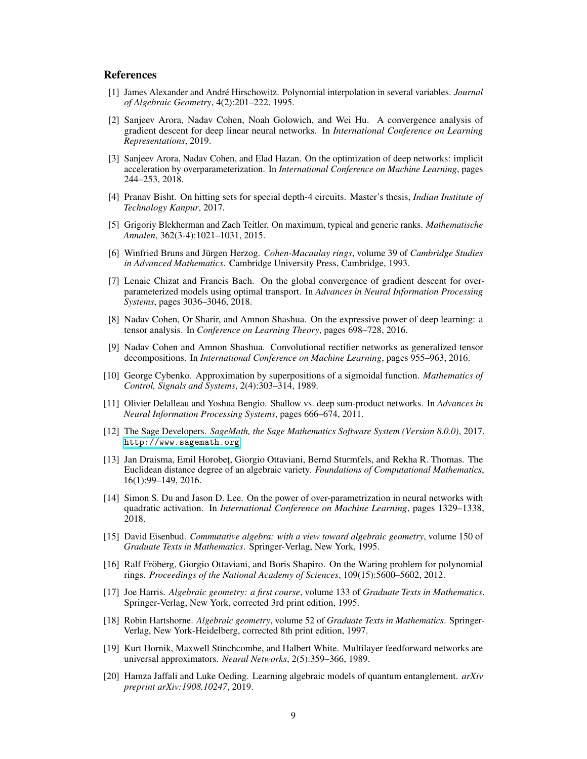## References

[1] James Alexander and André Hirschowitz. Polynomial interpolation in several variables. *Journal of Algebraic Geometry*, 4(2):201–222, 1995.

[2] Sanjeev Arora, Nadav Cohen, Noah Golowich, and Wei Hu. A convergence analysis of gradient descent for deep linear neural networks. In *International Conference on Learning Representations*, 2019.

[3] Sanjeev Arora, Nadav Cohen, and Elad Hazan. On the optimization of deep networks: implicit acceleration by overparameterization. In *International Conference on Machine Learning*, pages 244–253, 2018.

[4] Pranav Bisht. On hitting sets for special depth-4 circuits. Master's thesis, *Indian Institute of Technology Kanpur*, 2017.

[5] Grigoriy Blekherman and Zach Teitler. On maximum, typical and generic ranks. *Mathematische Annalen*, 362(3-4):1021–1031, 2015.

[6] Winfried Bruns and Jürgen Herzog. *Cohen-Macaulay rings*, volume 39 of *Cambridge Studies in Advanced Mathematics*. Cambridge University Press, Cambridge, 1993.

[7] Lenaic Chizat and Francis Bach. On the global convergence of gradient descent for over-parameterized models using optimal transport. In *Advances in Neural Information Processing Systems*, pages 3036–3046, 2018.

[8] Nadav Cohen, Or Sharir, and Amnon Shashua. On the expressive power of deep learning: a tensor analysis. In *Conference on Learning Theory*, pages 698–728, 2016.

[9] Nadav Cohen and Amnon Shashua. Convolutional rectifier networks as generalized tensor decompositions. In *International Conference on Machine Learning*, pages 955–963, 2016.

[10] George Cybenko. Approximation by superpositions of a sigmoidal function. *Mathematics of Control, Signals and Systems*, 2(4):303–314, 1989.

[11] Olivier Delalleau and Yoshua Bengio. Shallow vs. deep sum-product networks. In *Advances in Neural Information Processing Systems*, pages 666–674, 2011.

[12] The Sage Developers. *SageMath, the Sage Mathematics Software System (Version 8.0.0)*, 2017. http://www.sagemath.org.

[13] Jan Draisma, Emil Horobeţ, Giorgio Ottaviani, Bernd Sturmfels, and Rekha R. Thomas. The Euclidean distance degree of an algebraic variety. *Foundations of Computational Mathematics*, 16(1):99–149, 2016.

[14] Simon S. Du and Jason D. Lee. On the power of over-parametrization in neural networks with quadratic activation. In *International Conference on Machine Learning*, pages 1329–1338, 2018.

[15] David Eisenbud. *Commutative algebra: with a view toward algebraic geometry*, volume 150 of *Graduate Texts in Mathematics*. Springer-Verlag, New York, 1995.

[16] Ralf Fröberg, Giorgio Ottaviani, and Boris Shapiro. On the Waring problem for polynomial rings. *Proceedings of the National Academy of Sciences*, 109(15):5600–5602, 2012.

[17] Joe Harris. *Algebraic geometry: a first course*, volume 133 of *Graduate Texts in Mathematics*. Springer-Verlag, New York, corrected 3rd print edition, 1995.

[18] Robin Hartshorne. *Algebraic geometry*, volume 52 of *Graduate Texts in Mathematics*. Springer-Verlag, New York-Heidelberg, corrected 8th print edition, 1997.

[19] Kurt Hornik, Maxwell Stinchcombe, and Halbert White. Multilayer feedforward networks are universal approximators. *Neural Networks*, 2(5):359–366, 1989.

[20] Hamza Jaffali and Luke Oeding. Learning algebraic models of quantum entanglement. *arXiv preprint arXiv:1908.10247*, 2019.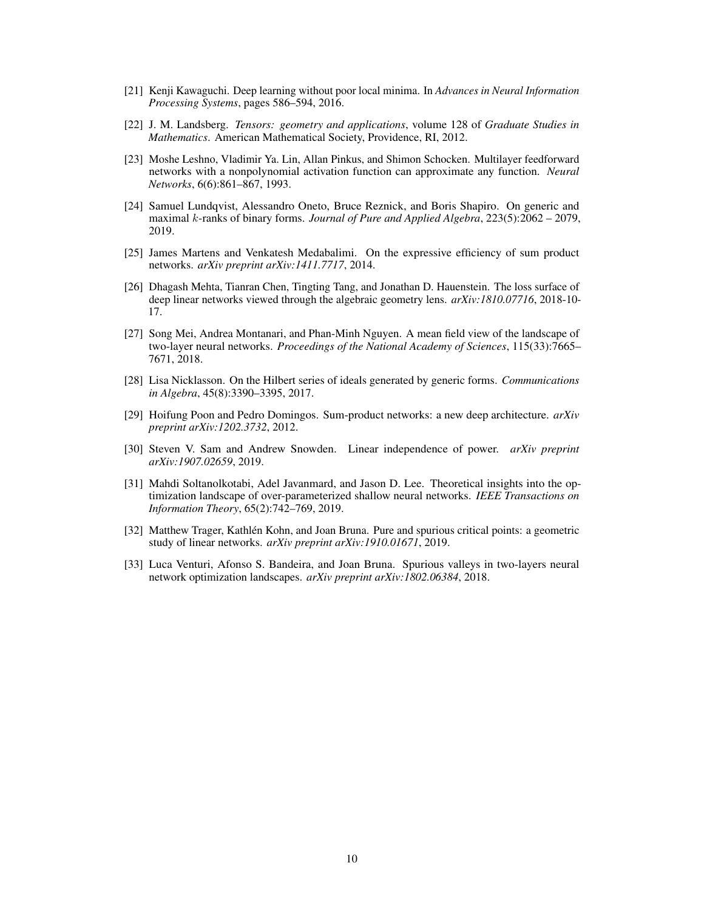[21] Kenji Kawaguchi. Deep learning without poor local minima. In *Advances in Neural Information Processing Systems*, pages 586–594, 2016.

[22] J. M. Landsberg. *Tensors: geometry and applications*, volume 128 of *Graduate Studies in Mathematics*. American Mathematical Society, Providence, RI, 2012.

[23] Moshe Leshno, Vladimir Ya. Lin, Allan Pinkus, and Shimon Schocken. Multilayer feedforward networks with a nonpolynomial activation function can approximate any function. *Neural Networks*, 6(6):861–867, 1993.

[24] Samuel Lundqvist, Alessandro Oneto, Bruce Reznick, and Boris Shapiro. On generic and maximal $k$-ranks of binary forms. *Journal of Pure and Applied Algebra*, 223(5):2062 – 2079, 2019.

[25] James Martens and Venkatesh Medabalimi. On the expressive efficiency of sum product networks. *arXiv preprint arXiv:1411.7717*, 2014.

[26] Dhagash Mehta, Tianran Chen, Tingting Tang, and Jonathan D. Hauenstein. The loss surface of deep linear networks viewed through the algebraic geometry lens. *arXiv:1810.07716*, 2018-10-17.

[27] Song Mei, Andrea Montanari, and Phan-Minh Nguyen. A mean field view of the landscape of two-layer neural networks. *Proceedings of the National Academy of Sciences*, 115(33):7665–7671, 2018.

[28] Lisa Nicklasson. On the Hilbert series of ideals generated by generic forms. *Communications in Algebra*, 45(8):3390–3395, 2017.

[29] Hoifung Poon and Pedro Domingos. Sum-product networks: a new deep architecture. *arXiv preprint arXiv:1202.3732*, 2012.

[30] Steven V. Sam and Andrew Snowden. Linear independence of power. *arXiv preprint arXiv:1907.02659*, 2019.

[31] Mahdi Soltanolkotabi, Adel Javanmard, and Jason D. Lee. Theoretical insights into the optimization landscape of over-parameterized shallow neural networks. *IEEE Transactions on Information Theory*, 65(2):742–769, 2019.

[32] Matthew Trager, Kathlén Kohn, and Joan Bruna. Pure and spurious critical points: a geometric study of linear networks. *arXiv preprint arXiv:1910.01671*, 2019.

[33] Luca Venturi, Afonso S. Bandeira, and Joan Bruna. Spurious valleys in two-layers neural network optimization landscapes. *arXiv preprint arXiv:1802.06384*, 2018.